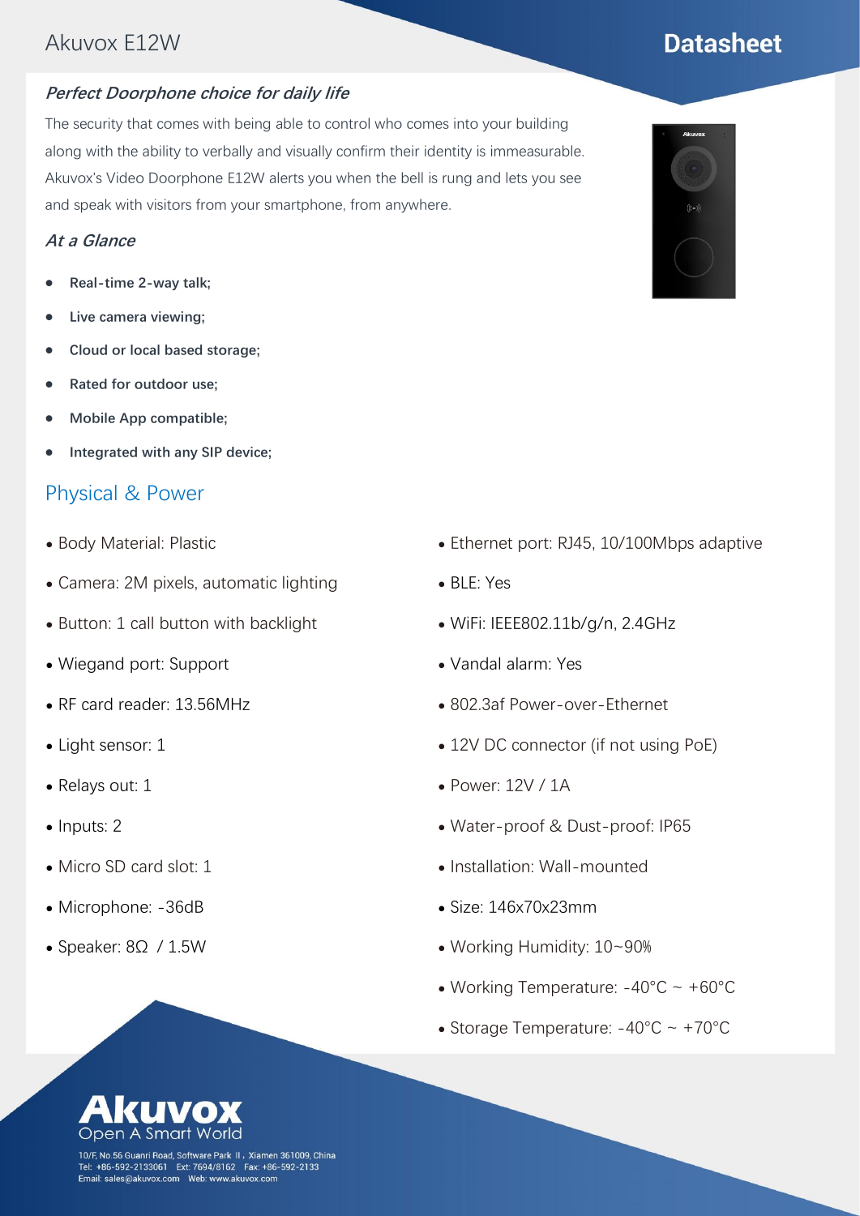Akuvox E12W

# Datasheet

### *Perfect Doorphone choice for daily life*

The security that comes with being able to control who comes into your building along with the ability to verbally and visually confirm their identity is immeasurable. Akuvox's Video Doorphone E12W alerts you when the bell is rung and lets you see and speak with visitors from your smartphone, from anywhere.

### *At a Glance*

- **Real-time 2-way talk;**
- **Live camera viewing;**
- **Cloud or local based storage;**
- **Rated for outdoor use;**
- **Mobile App compatible;**
- **Integrated with any SIP device;**

## Physical & Power

- Body Material: Plastic
- Camera: 2M pixels, automatic lighting
- Button: 1 call button with backlight
- Wiegand port: Support
- RF card reader: 13.56MHz
- Light sensor: 1
- Relays out: 1
- Inputs: 2
- Micro SD card slot: 1
- Microphone: -36dB
- Speaker: 8Ω / 1.5W
- Ethernet port: RJ45, 10/100Mbps adaptive
- BLE: Yes
- WiFi: IEEE802.11b/g/n, 2.4GHz
- Vandal alarm: Yes
- 802.3af Power-over-Ethernet
- 12V DC connector (if not using PoE)
- Power: 12V / 1A
- Water-proof & Dust-proof: IP65
- Installation: Wall-mounted
- Size: 146x70x23mm
- Working Humidity: 10~90%
- Working Temperature: -40°C ~ +60°C
- Storage Temperature: -40°C ~ +70°C

**Akuvox**
Open A Smart World

10/F, No.56 Guanri Road, Software Park II, Xiamen 361009, China
Tel: +86-592-2133061 Ext: 7694/8162 Fax: +86-592-2133
Email: sales@akuvox.com Web: www.akuvox.com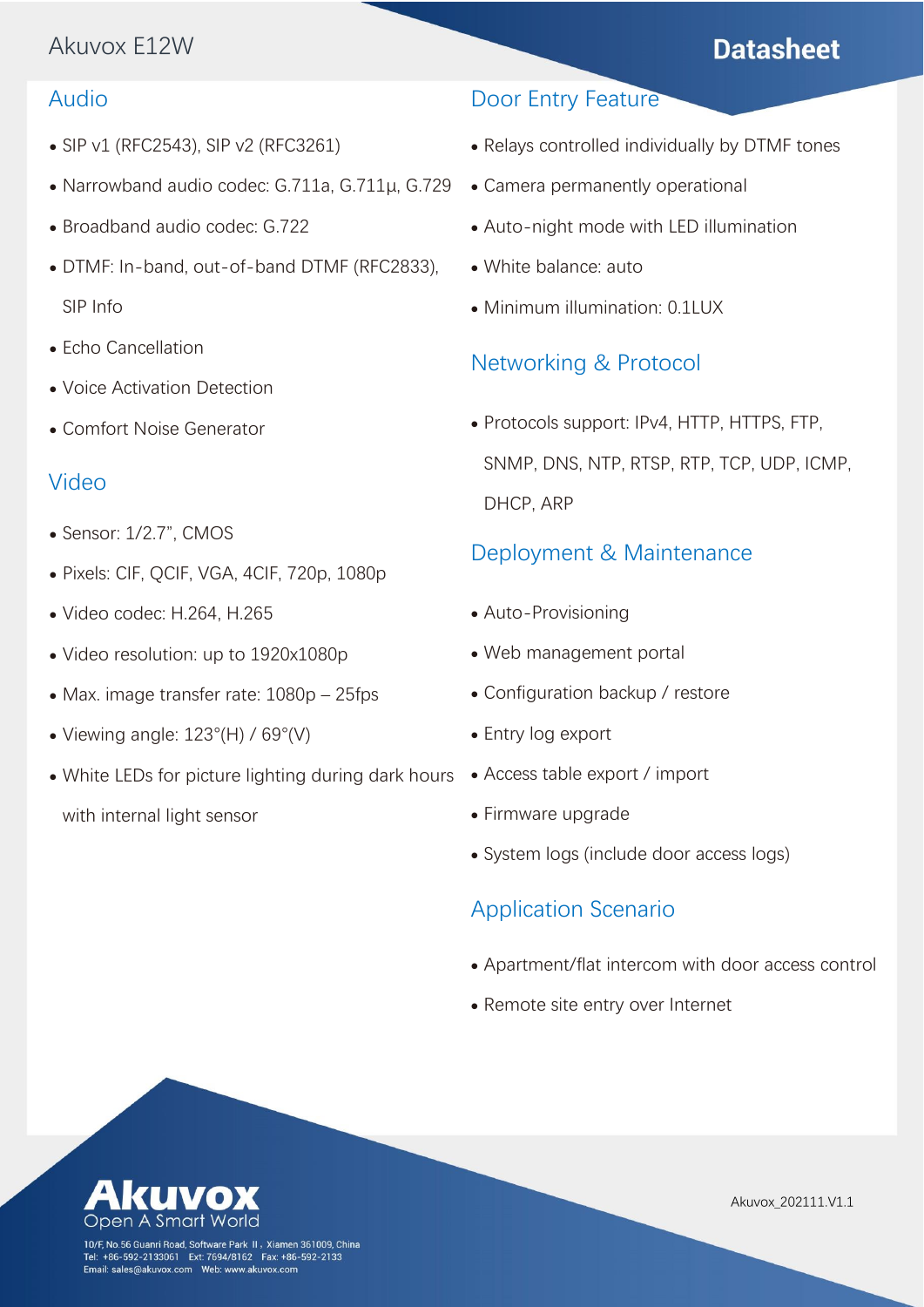## Audio

- SIP v1 (RFC2543), SIP v2 (RFC3261)
- Narrowband audio codec: G.711a, G.711μ, G.729
- Broadband audio codec: G.722
- DTMF: In-band, out-of-band DTMF (RFC2833), SIP Info
- Echo Cancellation
- Voice Activation Detection
- Comfort Noise Generator

## Video

- Sensor: 1/2.7", CMOS
- Pixels: CIF, QCIF, VGA, 4CIF, 720p, 1080p
- Video codec: H.264, H.265
- Video resolution: up to 1920x1080p
- Max. image transfer rate: 1080p – 25fps
- Viewing angle: 123°(H) / 69°(V)
- White LEDs for picture lighting during dark hours with internal light sensor

## Door Entry Feature

- Relays controlled individually by DTMF tones
- Camera permanently operational
- Auto-night mode with LED illumination
- White balance: auto
- Minimum illumination: 0.1LUX

## Networking & Protocol

- Protocols support: IPv4, HTTP, HTTPS, FTP, SNMP, DNS, NTP, RTSP, RTP, TCP, UDP, ICMP, DHCP, ARP

## Deployment & Maintenance

- Auto-Provisioning
- Web management portal
- Configuration backup / restore
- Entry log export
- Access table export / import
- Firmware upgrade
- System logs (include door access logs)

## Application Scenario

- Apartment/flat intercom with door access control
- Remote site entry over Internet

Akuvox
Open A Smart World

10/F, No.56 Guanri Road, Software Park II, Xiamen 361009, China
Tel: +86-592-2133061 Ext: 7694/8162 Fax: +86-592-2133
Email: sales@akuvox.com Web: www.akuvox.com

Akuvox_202111.V1.1